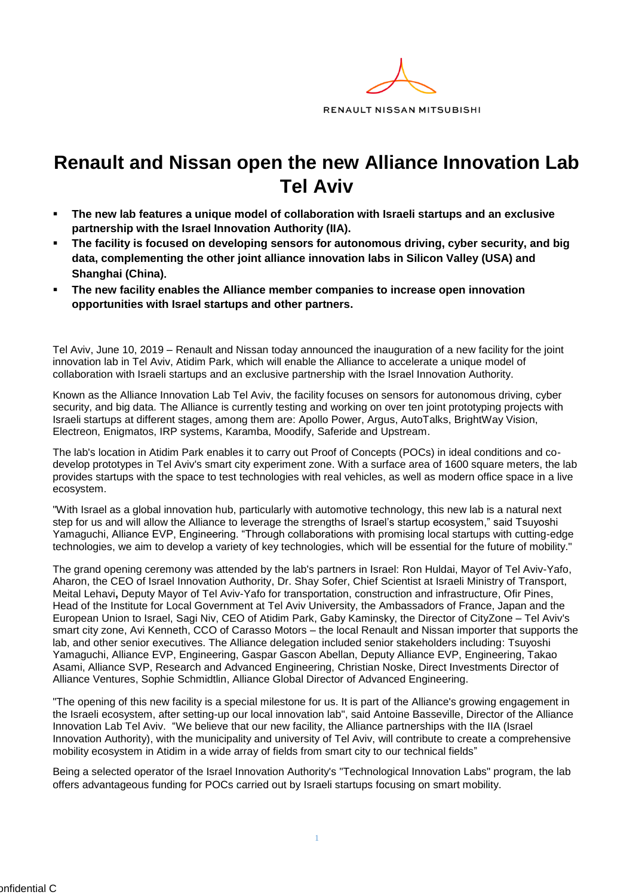RENAULT NISSAN MITSUBISHI

# Renault and Nissan open the new Alliance Innovation Lab Tel Aviv

- **The new lab features a unique model of collaboration with Israeli startups and an exclusive partnership with the Israel Innovation Authority (IIA).**
- **The facility is focused on developing sensors for autonomous driving, cyber security, and big data, complementing the other joint alliance innovation labs in Silicon Valley (USA) and Shanghai (China).**
- **The new facility enables the Alliance member companies to increase open innovation opportunities with Israel startups and other partners.**

Tel Aviv, June 10, 2019 – Renault and Nissan today announced the inauguration of a new facility for the joint innovation lab in Tel Aviv, Atidim Park, which will enable the Alliance to accelerate a unique model of collaboration with Israeli startups and an exclusive partnership with the Israel Innovation Authority.

Known as the Alliance Innovation Lab Tel Aviv, the facility focuses on sensors for autonomous driving, cyber security, and big data. The Alliance is currently testing and working on over ten joint prototyping projects with Israeli startups at different stages, among them are: Apollo Power, Argus, AutoTalks, BrightWay Vision, Electreon, Enigmatos, IRP systems, Karamba, Moodify, Saferide and Upstream.

The lab's location in Atidim Park enables it to carry out Proof of Concepts (POCs) in ideal conditions and co-develop prototypes in Tel Aviv's smart city experiment zone. With a surface area of 1600 square meters, the lab provides startups with the space to test technologies with real vehicles, as well as modern office space in a live ecosystem.

"With Israel as a global innovation hub, particularly with automotive technology, this new lab is a natural next step for us and will allow the Alliance to leverage the strengths of Israel's startup ecosystem," said Tsuyoshi Yamaguchi, Alliance EVP, Engineering. "Through collaborations with promising local startups with cutting-edge technologies, we aim to develop a variety of key technologies, which will be essential for the future of mobility."

The grand opening ceremony was attended by the lab's partners in Israel: Ron Huldai, Mayor of Tel Aviv-Yafo, Aharon, the CEO of Israel Innovation Authority, Dr. Shay Sofer, Chief Scientist at Israeli Ministry of Transport, Meital Lehavi**,** Deputy Mayor of Tel Aviv-Yafo for transportation, construction and infrastructure, Ofir Pines, Head of the Institute for Local Government at Tel Aviv University, the Ambassadors of France, Japan and the European Union to Israel, Sagi Niv, CEO of Atidim Park, Gaby Kaminsky, the Director of CityZone – Tel Aviv's smart city zone, Avi Kenneth, CCO of Carasso Motors – the local Renault and Nissan importer that supports the lab, and other senior executives. The Alliance delegation included senior stakeholders including: Tsuyoshi Yamaguchi, Alliance EVP, Engineering, Gaspar Gascon Abellan, Deputy Alliance EVP, Engineering, Takao Asami, Alliance SVP, Research and Advanced Engineering, Christian Noske, Direct Investments Director of Alliance Ventures, Sophie Schmidtlin, Alliance Global Director of Advanced Engineering.

"The opening of this new facility is a special milestone for us. It is part of the Alliance's growing engagement in the Israeli ecosystem, after setting-up our local innovation lab", said Antoine Basseville, Director of the Alliance Innovation Lab Tel Aviv. "We believe that our new facility, the Alliance partnerships with the IIA (Israel Innovation Authority), with the municipality and university of Tel Aviv, will contribute to create a comprehensive mobility ecosystem in Atidim in a wide array of fields from smart city to our technical fields"

Being a selected operator of the Israel Innovation Authority's "Technological Innovation Labs" program, the lab offers advantageous funding for POCs carried out by Israeli startups focusing on smart mobility.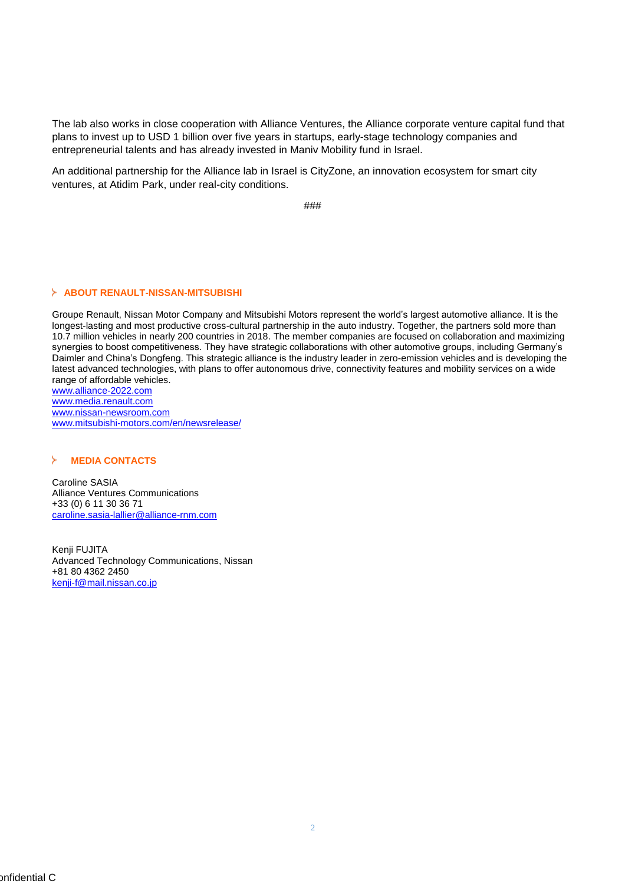The lab also works in close cooperation with Alliance Ventures, the Alliance corporate venture capital fund that plans to invest up to USD 1 billion over five years in startups, early-stage technology companies and entrepreneurial talents and has already invested in Maniv Mobility fund in Israel.

An additional partnership for the Alliance lab in Israel is CityZone, an innovation ecosystem for smart city ventures, at Atidim Park, under real-city conditions.

###

## ABOUT RENAULT-NISSAN-MITSUBISHI

Groupe Renault, Nissan Motor Company and Mitsubishi Motors represent the world's largest automotive alliance. It is the longest-lasting and most productive cross-cultural partnership in the auto industry. Together, the partners sold more than 10.7 million vehicles in nearly 200 countries in 2018. The member companies are focused on collaboration and maximizing synergies to boost competitiveness. They have strategic collaborations with other automotive groups, including Germany's Daimler and China's Dongfeng. This strategic alliance is the industry leader in zero-emission vehicles and is developing the latest advanced technologies, with plans to offer autonomous drive, connectivity features and mobility services on a wide range of affordable vehicles.
www.alliance-2022.com
www.media.renault.com
www.nissan-newsroom.com
www.mitsubishi-motors.com/en/newsrelease/

## MEDIA CONTACTS

Caroline SASIA
Alliance Ventures Communications
+33 (0) 6 11 30 36 71
caroline.sasia-lallier@alliance-rnm.com

Kenji FUJITA
Advanced Technology Communications, Nissan
+81 80 4362 2450
kenji-f@mail.nissan.co.jp